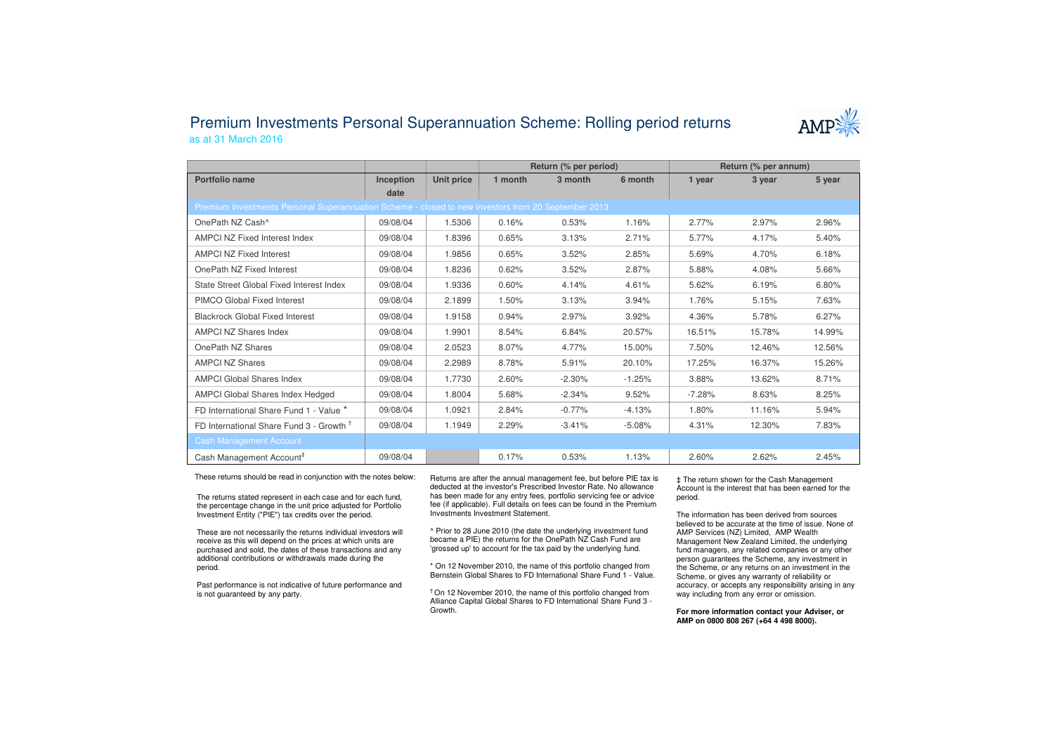# Premium Investments Personal Superannuation Scheme: Rolling period returns

as at 31 March 2016

| | | | Return (% per period) | | | Return (% per annum) | | |
|---|---|---|---|---|---|---|---|---|
| **Portfolio name** | **Inception date** | **Unit price** | **1 month** | **3 month** | **6 month** | **1 year** | **3 year** | **5 year** |
| Premium Investments Personal Superannuation Scheme - closed to new investors from 20 September 2013 | | | | | | | | |
| OnePath NZ Cash^ | 09/08/04 | 1.5306 | 0.16% | 0.53% | 1.16% | 2.77% | 2.97% | 2.96% |
| AMPCI NZ Fixed Interest Index | 09/08/04 | 1.8396 | 0.65% | 3.13% | 2.71% | 5.77% | 4.17% | 5.40% |
| AMPCI NZ Fixed Interest | 09/08/04 | 1.9856 | 0.65% | 3.52% | 2.85% | 5.69% | 4.70% | 6.18% |
| OnePath NZ Fixed Interest | 09/08/04 | 1.8236 | 0.62% | 3.52% | 2.87% | 5.88% | 4.08% | 5.66% |
| State Street Global Fixed Interest Index | 09/08/04 | 1.9336 | 0.60% | 4.14% | 4.61% | 5.62% | 6.19% | 6.80% |
| PIMCO Global Fixed Interest | 09/08/04 | 2.1899 | 1.50% | 3.13% | 3.94% | 1.76% | 5.15% | 7.63% |
| Blackrock Global Fixed Interest | 09/08/04 | 1.9158 | 0.94% | 2.97% | 3.92% | 4.36% | 5.78% | 6.27% |
| AMPCI NZ Shares Index | 09/08/04 | 1.9901 | 8.54% | 6.84% | 20.57% | 16.51% | 15.78% | 14.99% |
| OnePath NZ Shares | 09/08/04 | 2.0523 | 8.07% | 4.77% | 15.00% | 7.50% | 12.46% | 12.56% |
| AMPCI NZ Shares | 09/08/04 | 2.2989 | 8.78% | 5.91% | 20.10% | 17.25% | 16.37% | 15.26% |
| AMPCI Global Shares Index | 09/08/04 | 1.7730 | 2.60% | -2.30% | -1.25% | 3.88% | 13.62% | 8.71% |
| AMPCI Global Shares Index Hedged | 09/08/04 | 1.8004 | 5.68% | -2.34% | 9.52% | -7.28% | 8.63% | 8.25% |
| FD International Share Fund 1 - Value * | 09/08/04 | 1.0921 | 2.84% | -0.77% | -4.13% | 1.80% | 11.16% | 5.94% |
| FD International Share Fund 3 - Growth † | 09/08/04 | 1.1949 | 2.29% | -3.41% | -5.08% | 4.31% | 12.30% | 7.83% |
| Cash Management Account | | | | | | | | |
| Cash Management Account‡ | 09/08/04 | | 0.17% | 0.53% | 1.13% | 2.60% | 2.62% | 2.45% |

These returns should be read in conjunction with the notes below:

The returns stated represent in each case and for each fund, the percentage change in the unit price adjusted for Portfolio Investment Entity ("PIE") tax credits over the period.

These are not necessarily the returns individual investors will receive as this will depend on the prices at which units are purchased and sold, the dates of these transactions and any additional contributions or withdrawals made during the period.

Past performance is not indicative of future performance and is not guaranteed by any party.

Returns are after the annual management fee, but before PIE tax is deducted at the investor's Prescribed Investor Rate. No allowance has been made for any entry fees, portfolio servicing fee or advice fee (if applicable). Full details on fees can be found in the Premium Investments Investment Statement.

^ Prior to 28 June 2010 (the date the underlying investment fund became a PIE) the returns for the OnePath NZ Cash Fund are 'grossed up' to account for the tax paid by the underlying fund.

* On 12 November 2010, the name of this portfolio changed from Bernstein Global Shares to FD International Share Fund 1 - Value.

† On 12 November 2010, the name of this portfolio changed from Alliance Capital Global Shares to FD International Share Fund 3 - Growth.

‡ The return shown for the Cash Management Account is the interest that has been earned for the period.

The information has been derived from sources believed to be accurate at the time of issue. None of AMP Services (NZ) Limited, AMP Wealth Management New Zealand Limited, the underlying fund managers, any related companies or any other person guarantees the Scheme, any investment in the Scheme, or any returns on an investment in the Scheme, or gives any warranty of reliability or accuracy, or accepts any responsibility arising in any way including from any error or omission.

**For more information contact your Adviser, or AMP on 0800 808 267 (+64 4 498 8000).**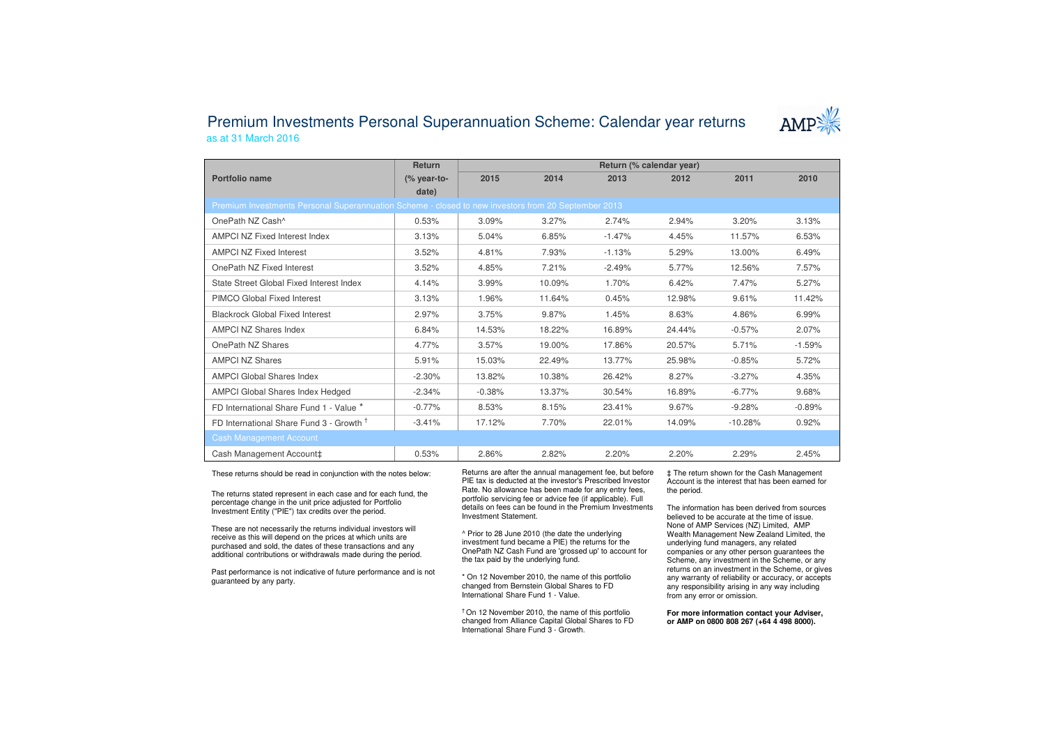# Premium Investments Personal Superannuation Scheme: Calendar year returns

as at 31 March 2016

| Portfolio name | Return (% year-to-date) | Return (% calendar year) | | | | | |
|---|---|---|---|---|---|---|---|
| | | 2015 | 2014 | 2013 | 2012 | 2011 | 2010 |
| **Premium Investments Personal Superannuation Scheme - closed to new investors from 20 September 2013** | | | | | | | |
| OnePath NZ Cash^ | 0.53% | 3.09% | 3.27% | 2.74% | 2.94% | 3.20% | 3.13% |
| AMPCI NZ Fixed Interest Index | 3.13% | 5.04% | 6.85% | -1.47% | 4.45% | 11.57% | 6.53% |
| AMPCI NZ Fixed Interest | 3.52% | 4.81% | 7.93% | -1.13% | 5.29% | 13.00% | 6.49% |
| OnePath NZ Fixed Interest | 3.52% | 4.85% | 7.21% | -2.49% | 5.77% | 12.56% | 7.57% |
| State Street Global Fixed Interest Index | 4.14% | 3.99% | 10.09% | 1.70% | 6.42% | 7.47% | 5.27% |
| PIMCO Global Fixed Interest | 3.13% | 1.96% | 11.64% | 0.45% | 12.98% | 9.61% | 11.42% |
| Blackrock Global Fixed Interest | 2.97% | 3.75% | 9.87% | 1.45% | 8.63% | 4.86% | 6.99% |
| AMPCI NZ Shares Index | 6.84% | 14.53% | 18.22% | 16.89% | 24.44% | -0.57% | 2.07% |
| OnePath NZ Shares | 4.77% | 3.57% | 19.00% | 17.86% | 20.57% | 5.71% | -1.59% |
| AMPCI NZ Shares | 5.91% | 15.03% | 22.49% | 13.77% | 25.98% | -0.85% | 5.72% |
| AMPCI Global Shares Index | -2.30% | 13.82% | 10.38% | 26.42% | 8.27% | -3.27% | 4.35% |
| AMPCI Global Shares Index Hedged | -2.34% | -0.38% | 13.37% | 30.54% | 16.89% | -6.77% | 9.68% |
| FD International Share Fund 1 - Value * | -0.77% | 8.53% | 8.15% | 23.41% | 9.67% | -9.28% | -0.89% |
| FD International Share Fund 3 - Growth † | -3.41% | 17.12% | 7.70% | 22.01% | 14.09% | -10.28% | 0.92% |
| **Cash Management Account** | | | | | | | |
| Cash Management Account‡ | 0.53% | 2.86% | 2.82% | 2.20% | 2.20% | 2.29% | 2.45% |

These returns should be read in conjunction with the notes below:

The returns stated represent in each case and for each fund, the percentage change in the unit price adjusted for Portfolio Investment Entity ("PIE") tax credits over the period.

These are not necessarily the returns individual investors will receive as this will depend on the prices at which units are purchased and sold, the dates of these transactions and any additional contributions or withdrawals made during the period.

Past performance is not indicative of future performance and is not guaranteed by any party.

Returns are after the annual management fee, but before PIE tax is deducted at the investor's Prescribed Investor Rate. No allowance has been made for any entry fees, portfolio servicing fee or advice fee (if applicable). Full details on fees can be found in the Premium Investments Investment Statement.

^ Prior to 28 June 2010 (the date the underlying investment fund became a PIE) the returns for the OnePath NZ Cash Fund are 'grossed up' to account for the tax paid by the underlying fund.

* On 12 November 2010, the name of this portfolio changed from Bernstein Global Shares to FD International Share Fund 1 - Value.

† On 12 November 2010, the name of this portfolio changed from Alliance Capital Global Shares to FD International Share Fund 3 - Growth.

‡ The return shown for the Cash Management Account is the interest that has been earned for the period.

The information has been derived from sources believed to be accurate at the time of issue. None of AMP Services (NZ) Limited, AMP Wealth Management New Zealand Limited, the underlying fund managers, any related companies or any other person guarantees the Scheme, any investment in the Scheme, or any returns on an investment in the Scheme, or gives any warranty of reliability or accuracy, or accepts any responsibility arising in any way including from any error or omission.

**For more information contact your Adviser, or AMP on 0800 808 267 (+64 4 498 8000).**